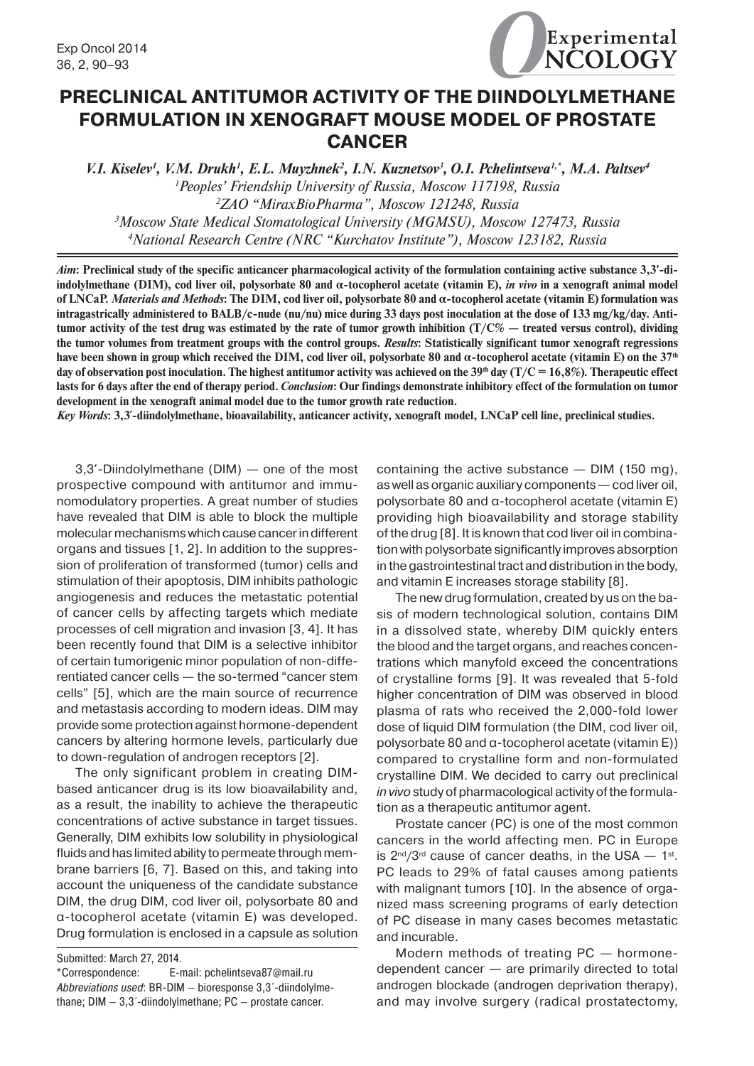# PRECLINICAL ANTITUMOR ACTIVITY OF THE DIINDOLYLMETHANE FORMULATION IN XENOGRAFT MOUSE MODEL OF PROSTATE CANCER

*V.I. Kiselev[1], V.M. Drukh[1], E.L. Muyzhnek[2], I.N. Kuznetsov[3], O.I. Pchelintseva[1,*], M.A. Paltsev[4]*

[1]*Peoples' Friendship University of Russia, Moscow 117198, Russia*
[2]*ZAO "MiraxBioPharma", Moscow 121248, Russia*
[3]*Moscow State Medical Stomatological University (MGMSU), Moscow 127473, Russia*
[4]*National Research Centre (NRC "Kurchatov Institute"), Moscow 123182, Russia*

***Aim*: Preclinical study of the specific anticancer pharmacological activity of the formulation containing active substance 3,3′-diindolylmethane (DIM), cod liver oil, polysorbate 80 and α-tocopherol acetate (vitamin E), *in vivo* in a xenograft animal model of LNCaP. *Materials and Methods*: The DIM, cod liver oil, polysorbate 80 and α-tocopherol acetate (vitamin E) formulation was intragastrically administered to BALB/c-nude (nu/nu) mice during 33 days post inoculation at the dose of 133 mg/kg/day. Antitumor activity of the test drug was estimated by the rate of tumor growth inhibition (T/C% — treated versus control), dividing the tumor volumes from treatment groups with the control groups. *Results*: Statistically significant tumor xenograft regressions have been shown in group which received the DIM, cod liver oil, polysorbate 80 and α-tocopherol acetate (vitamin E) on the 37th day of observation post inoculation. The highest antitumor activity was achieved on the 39th day (T/C = 16,8%). Therapeutic effect lasts for 6 days after the end of therapy period. *Conclusion*: Our findings demonstrate inhibitory effect of the formulation on tumor development in the xenograft animal model due to the tumor growth rate reduction.**

***Key Words*: 3,3′-diindolylmethane, bioavailability, anticancer activity, xenograft model, LNCaP cell line, preclinical studies.**

3,3′-Diindolylmethane (DIM) — one of the most prospective compound with antitumor and immunomodulatory properties. A great number of studies have revealed that DIM is able to block the multiple molecular mechanisms which cause cancer in different organs and tissues [1, 2]. In addition to the suppression of proliferation of transformed (tumor) cells and stimulation of their apoptosis, DIM inhibits pathologic angiogenesis and reduces the metastatic potential of cancer cells by affecting targets which mediate processes of cell migration and invasion [3, 4]. It has been recently found that DIM is a selective inhibitor of certain tumorigenic minor population of non-differentiated cancer cells — the so-termed "cancer stem cells" [5], which are the main source of recurrence and metastasis according to modern ideas. DIM may provide some protection against hormone-dependent cancers by altering hormone levels, particularly due to down-regulation of androgen receptors [2].

The only significant problem in creating DIM-based anticancer drug is its low bioavailability and, as a result, the inability to achieve the therapeutic concentrations of active substance in target tissues. Generally, DIM exhibits low solubility in physiological fluids and has limited ability to permeate through membrane barriers [6, 7]. Based on this, and taking into account the uniqueness of the candidate substance DIM, the drug DIM, cod liver oil, polysorbate 80 and α-tocopherol acetate (vitamin E) was developed. Drug formulation is enclosed in a capsule as solution containing the active substance — DIM (150 mg), as well as organic auxiliary components — cod liver oil, polysorbate 80 and α-tocopherol acetate (vitamin E) providing high bioavailability and storage stability of the drug [8]. It is known that cod liver oil in combination with polysorbate significantly improves absorption in the gastrointestinal tract and distribution in the body, and vitamin E increases storage stability [8].

The new drug formulation, created by us on the basis of modern technological solution, contains DIM in a dissolved state, whereby DIM quickly enters the blood and the target organs, and reaches concentrations which manyfold exceed the concentrations of crystalline forms [9]. It was revealed that 5-fold higher concentration of DIM was observed in blood plasma of rats who received the 2,000-fold lower dose of liquid DIM formulation (the DIM, cod liver oil, polysorbate 80 and α-tocopherol acetate (vitamin E)) compared to crystalline form and non-formulated crystalline DIM. We decided to carry out preclinical *in vivo* study of pharmacological activity of the formulation as a therapeutic antitumor agent.

Prostate cancer (PC) is one of the most common cancers in the world affecting men. PC in Europe is 2nd/3rd cause of cancer deaths, in the USA — 1st. PC leads to 29% of fatal causes among patients with malignant tumors [10]. In the absence of organized mass screening programs of early detection of PC disease in many cases becomes metastatic and incurable.

Modern methods of treating PC — hormone-dependent cancer — are primarily directed to total androgen blockade (androgen deprivation therapy), and may involve surgery (radical prostatectomy,

Submitted: March 27, 2014.
*Correspondence: E-mail: pchelintseva87@mail.ru
*Abbreviations used*: BR-DIM – bioresponse 3,3′-diindolylmethane; DIM – 3,3′-diindolylmethane; PC – prostate cancer.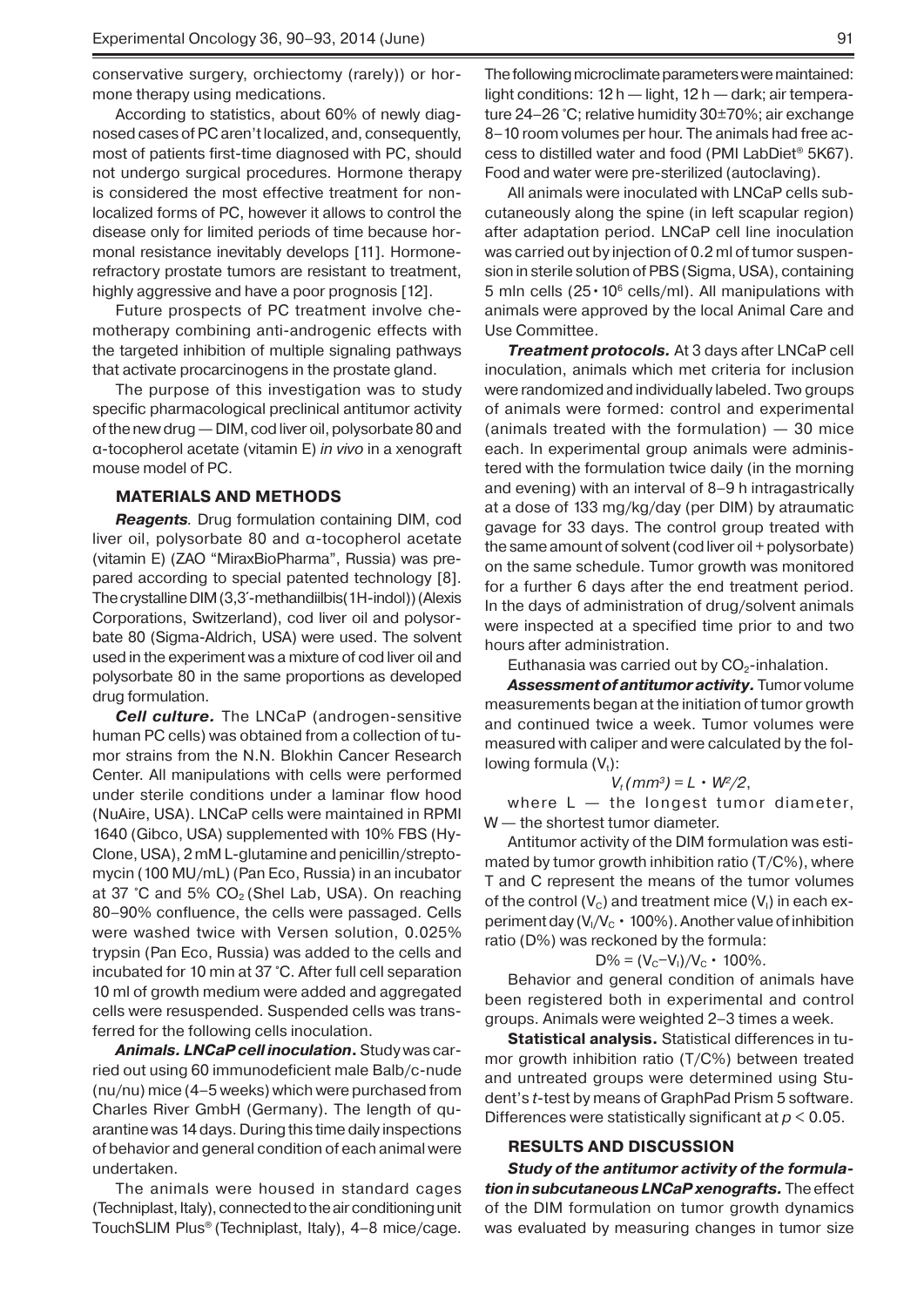conservative surgery, orchiectomy (rarely)) or hormone therapy using medications.

According to statistics, about 60% of newly diagnosed cases of PC aren't localized, and, consequently, most of patients first-time diagnosed with PC, should not undergo surgical procedures. Hormone therapy is considered the most effective treatment for nonlocalized forms of PC, however it allows to control the disease only for limited periods of time because hormonal resistance inevitably develops [11]. Hormone-refractory prostate tumors are resistant to treatment, highly aggressive and have a poor prognosis [12].

Future prospects of PC treatment involve chemotherapy combining anti-androgenic effects with the targeted inhibition of multiple signaling pathways that activate procarcinogens in the prostate gland.

The purpose of this investigation was to study specific pharmacological preclinical antitumor activity of the new drug — DIM, cod liver oil, polysorbate 80 and α-tocopherol acetate (vitamin E) *in vivo* in a xenograft mouse model of PC.

## MATERIALS AND METHODS

***Reagents**.* Drug formulation containing DIM, cod liver oil, polysorbate 80 and α-tocopherol acetate (vitamin E) (ZAO "MiraxBioPharma", Russia) was prepared according to special patented technology [8]. The crystalline DIM (3,3′-methandiilbis(1H-indol)) (Alexis Corporations, Switzerland), cod liver oil and polysorbate 80 (Sigma-Aldrich, USA) were used. The solvent used in the experiment was a mixture of cod liver oil and polysorbate 80 in the same proportions as developed drug formulation.

***Cell culture.*** The LNCaP (androgen-sensitive human PC cells) was obtained from a collection of tumor strains from the N.N. Blokhin Cancer Research Center. All manipulations with cells were performed under sterile conditions under a laminar flow hood (NuAire, USA). LNCaP cells were maintained in RPMI 1640 (Gibco, USA) supplemented with 10% FBS (HyClone, USA), 2 mM L-glutamine and penicillin/streptomycin (100 MU/mL) (Pan Eco, Russia) in an incubator at 37 °C and 5% $CO_2$ (Shel Lab, USA). On reaching 80–90% confluence, the cells were passaged. Cells were washed twice with Versen solution, 0.025% trypsin (Pan Eco, Russia) was added to the cells and incubated for 10 min at 37 °C. After full cell separation 10 ml of growth medium were added and aggregated cells were resuspended. Suspended cells was transferred for the following cells inoculation.

***Animals. LNCaP cell inoculation.*** Study was carried out using 60 immunodeficient male Balb/c-nude (nu/nu) mice (4–5 weeks) which were purchased from Charles River GmbH (Germany). The length of quarantine was 14 days. During this time daily inspections of behavior and general condition of each animal were undertaken.

The animals were housed in standard cages (Techniplast, Italy), connected to the air conditioning unit TouchSLIM Plus® (Techniplast, Italy), 4–8 mice/cage. The following microclimate parameters were maintained: light conditions: 12 h — light, 12 h — dark; air temperature 24–26 °C; relative humidity 30±70%; air exchange 8–10 room volumes per hour. The animals had free access to distilled water and food (PMI LabDiet® 5K67). Food and water were pre-sterilized (autoclaving).

All animals were inoculated with LNCaP cells subcutaneously along the spine (in left scapular region) after adaptation period. LNCaP cell line inoculation was carried out by injection of 0.2 ml of tumor suspension in sterile solution of PBS (Sigma, USA), containing 5 mln cells ($25 \cdot 10^6$ cells/ml). All manipulations with animals were approved by the local Animal Care and Use Committee.

***Treatment protocols.*** At 3 days after LNCaP cell inoculation, animals which met criteria for inclusion were randomized and individually labeled. Two groups of animals were formed: control and experimental (animals treated with the formulation) — 30 mice each. In experimental group animals were administered with the formulation twice daily (in the morning and evening) with an interval of 8–9 h intragastrically at a dose of 133 mg/kg/day (per DIM) by atraumatic gavage for 33 days. The control group treated with the same amount of solvent (cod liver oil + polysorbate) on the same schedule. Tumor growth was monitored for a further 6 days after the end treatment period. In the days of administration of drug/solvent animals were inspected at a specified time prior to and two hours after administration.

Euthanasia was carried out by $CO_2$-inhalation.

***Assessment of antitumor activity.*** Tumor volume measurements began at the initiation of tumor growth and continued twice a week. Tumor volumes were measured with caliper and were calculated by the following formula ($V_t$):

$$V_t\,(mm^3) = L \cdot W^2/2,$$

where L — the longest tumor diameter, W — the shortest tumor diameter.

Antitumor activity of the DIM formulation was estimated by tumor growth inhibition ratio (T/C%), where T and C represent the means of the tumor volumes of the control ($V_C$) and treatment mice ($V_I$) in each experiment day ($V_I/V_C \cdot 100\%$). Another value of inhibition ratio (D%) was reckoned by the formula:

$$D\% = (V_C - V_I)/V_C \cdot 100\%.$$

Behavior and general condition of animals have been registered both in experimental and control groups. Animals were weighted 2–3 times a week.

**Statistical analysis.** Statistical differences in tumor growth inhibition ratio (T/C%) between treated and untreated groups were determined using Student's *t*-test by means of GraphPad Prism 5 software. Differences were statistically significant at $p < 0.05$.

## RESULTS AND DISCUSSION

***Study of the antitumor activity of the formulation in subcutaneous LNCaP xenografts.*** The effect of the DIM formulation on tumor growth dynamics was evaluated by measuring changes in tumor size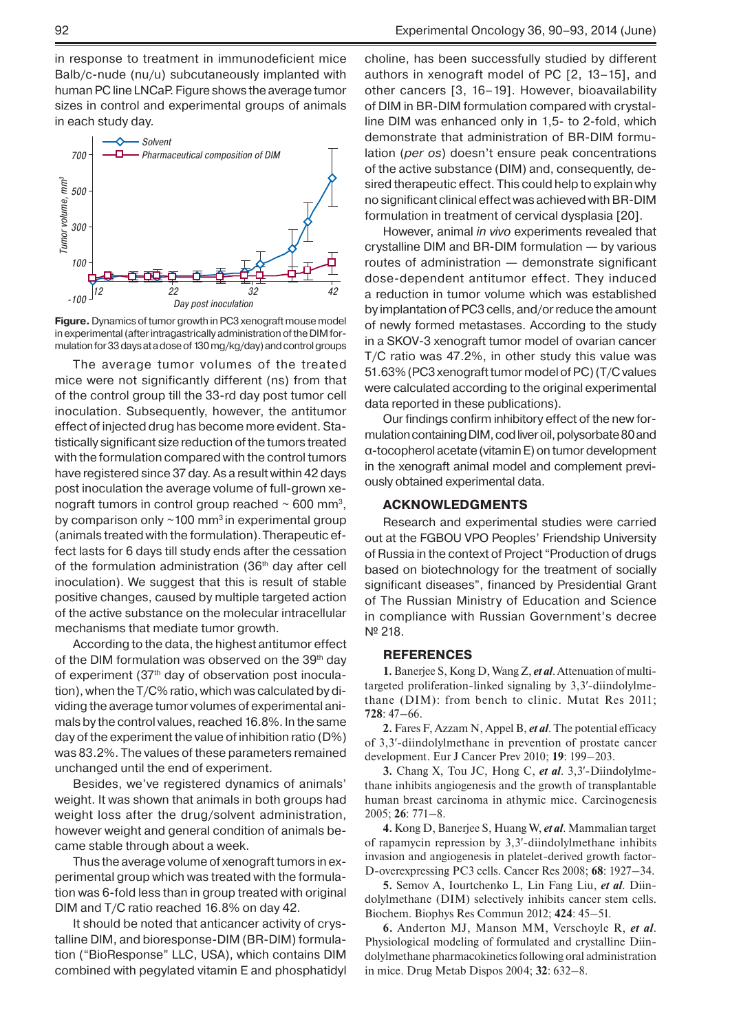in response to treatment in immunodeficient mice Balb/c-nude (nu/u) subcutaneously implanted with human PC line LNCaP. Figure shows the average tumor sizes in control and experimental groups of animals in each study day.

**Figure.** Dynamics of tumor growth in PC3 xenograft mouse model in experimental (after intragastrically administration of the DIM formulation for 33 days at a dose of 130 mg/kg/day) and control groups

The average tumor volumes of the treated mice were not significantly different (ns) from that of the control group till the 33-rd day post tumor cell inoculation. Subsequently, however, the antitumor effect of injected drug has become more evident. Statistically significant size reduction of the tumors treated with the formulation compared with the control tumors have registered since 37 day. As a result within 42 days post inoculation the average volume of full-grown xenograft tumors in control group reached ~ 600 $mm^3$, by comparison only ~100 $mm^3$ in experimental group (animals treated with the formulation). Therapeutic effect lasts for 6 days till study ends after the cessation of the formulation administration (36[th] day after cell inoculation). We suggest that this is result of stable positive changes, caused by multiple targeted action of the active substance on the molecular intracellular mechanisms that mediate tumor growth.

According to the data, the highest antitumor effect of the DIM formulation was observed on the 39[th] day of experiment (37[th] day of observation post inoculation), when the T/C% ratio, which was calculated by dividing the average tumor volumes of experimental animals by the control values, reached 16.8%. In the same day of the experiment the value of inhibition ratio (D%) was 83.2%. The values of these parameters remained unchanged until the end of experiment.

Besides, we've registered dynamics of animals' weight. It was shown that animals in both groups had weight loss after the drug/solvent administration, however weight and general condition of animals became stable through about a week.

Thus the average volume of xenograft tumors in experimental group which was treated with the formulation was 6-fold less than in group treated with original DIM and T/C ratio reached 16.8% on day 42.

It should be noted that anticancer activity of crystalline DIM, and bioresponse-DIM (BR-DIM) formulation ("BioResponse" LLC, USA), which contains DIM combined with pegylated vitamin E and phosphatidyl choline, has been successfully studied by different authors in xenograft model of PC [2, 13–15], and other cancers [3, 16–19]. However, bioavailability of DIM in BR-DIM formulation compared with crystalline DIM was enhanced only in 1,5- to 2-fold, which demonstrate that administration of BR-DIM formulation (*per os*) doesn't ensure peak concentrations of the active substance (DIM) and, consequently, desired therapeutic effect. This could help to explain why no significant clinical effect was achieved with BR-DIM formulation in treatment of cervical dysplasia [20].

However, animal *in vivo* experiments revealed that crystalline DIM and BR-DIM formulation — by various routes of administration — demonstrate significant dose-dependent antitumor effect. They induced a reduction in tumor volume which was established by implantation of PC3 cells, and/or reduce the amount of newly formed metastases. According to the study in a SKOV-3 xenograft tumor model of ovarian cancer T/C ratio was 47.2%, in other study this value was 51.63% (PC3 xenograft tumor model of PC) (T/C values were calculated according to the original experimental data reported in these publications).

Our findings confirm inhibitory effect of the new formulation containing DIM, cod liver oil, polysorbate 80 and α-tocopherol acetate (vitamin E) on tumor development in the xenograft animal model and complement previously obtained experimental data.

## ACKNOWLEDGMENTS

Research and experimental studies were carried out at the FGBOU VPO Peoples' Friendship University of Russia in the context of Project "Production of drugs based on biotechnology for the treatment of socially significant diseases", financed by Presidential Grant of The Russian Ministry of Education and Science in compliance with Russian Government's decree № 218.

## REFERENCES

1. Banerjee S, Kong D, Wang Z, *et al*. Attenuation of multi-targeted proliferation-linked signaling by 3,3′-diindolylmethane (DIM): from bench to clinic. Mutat Res 2011; **728**: 47–66.

2. Fares F, Azzam N, Appel B, *et al*. The potential efficacy of 3,3′-diindolylmethane in prevention of prostate cancer development. Eur J Cancer Prev 2010; **19**: 199–203.

3. Chang X, Tou JC, Hong C, *et al*. 3,3′-Diindolylmethane inhibits angiogenesis and the growth of transplantable human breast carcinoma in athymic mice. Carcinogenesis 2005; **26**: 771–8.

4. Kong D, Banerjee S, Huang W, *et al*. Mammalian target of rapamycin repression by 3,3′-diindolylmethane inhibits invasion and angiogenesis in platelet-derived growth factor-D-overexpressing PC3 cells. Cancer Res 2008; **68**: 1927–34.

5. Semov A, Iourtchenko L, Lin Fang Liu, *et al*. Diindolylmethane (DIM) selectively inhibits cancer stem cells. Biochem. Biophys Res Commun 2012; **424**: 45–51.

6. Anderton MJ, Manson MM, Verschoyle R, *et al*. Physiological modeling of formulated and crystalline Diindolylmethane pharmacokinetics following oral administration in mice. Drug Metab Dispos 2004; **32**: 632–8.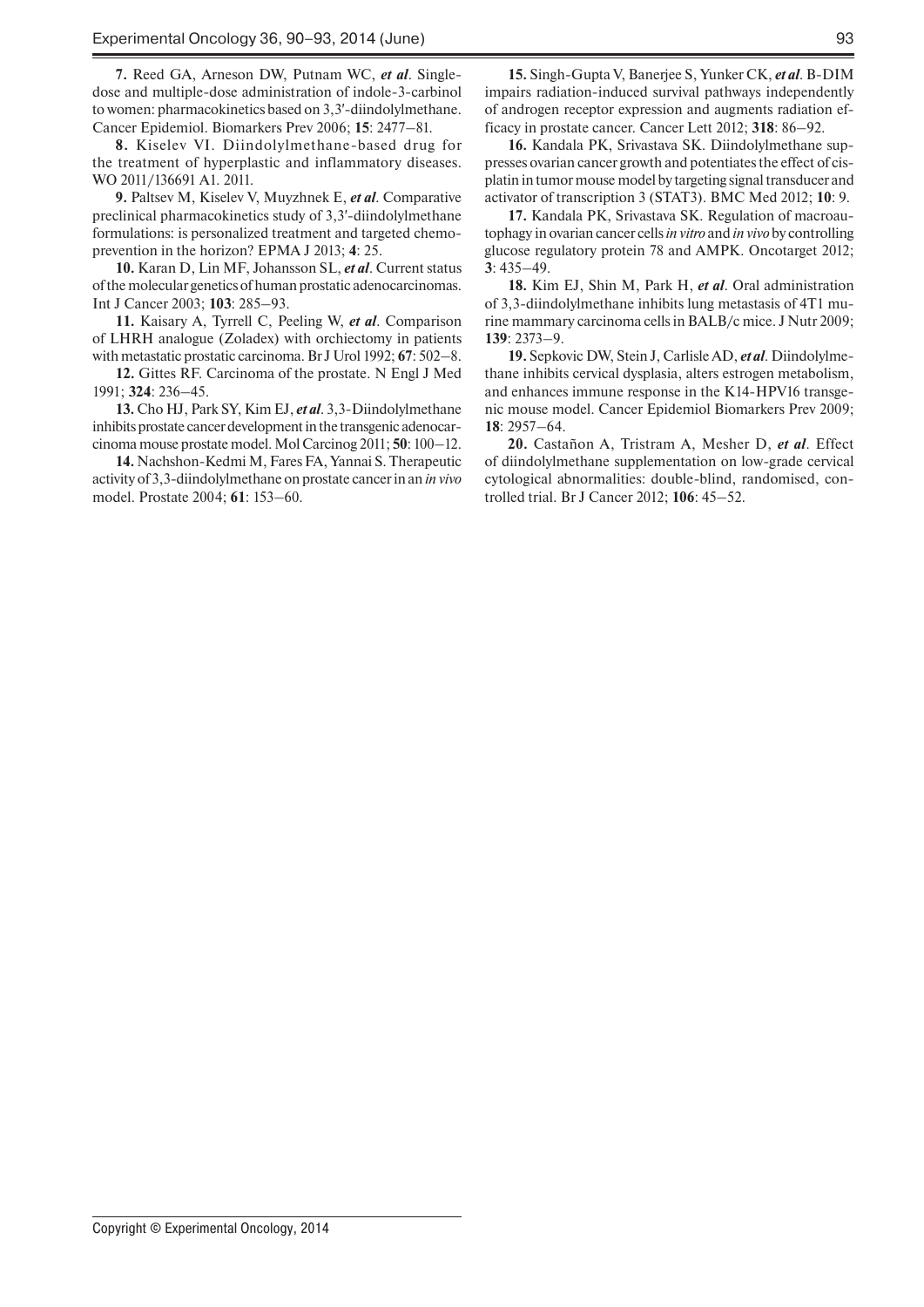**7.** Reed GA, Arneson DW, Putnam WC, *et al*. Single-dose and multiple-dose administration of indole-3-carbinol to women: pharmacokinetics based on 3,3′-diindolylmethane. Cancer Epidemiol. Biomarkers Prev 2006; **15**: 2477–81.

**8.** Kiselev VI. Diindolylmethane-based drug for the treatment of hyperplastic and inflammatory diseases. WO 2011/136691 A1. 2011.

**9.** Paltsev M, Kiselev V, Muyzhnek E, *et al*. Comparative preclinical pharmacokinetics study of 3,3′-diindolylmethane formulations: is personalized treatment and targeted chemoprevention in the horizon? EPMA J 2013; **4**: 25.

**10.** Karan D, Lin MF, Johansson SL, *et al*. Current status of the molecular genetics of human prostatic adenocarcinomas. Int J Cancer 2003; **103**: 285–93.

**11.** Kaisary A, Tyrrell C, Peeling W, *et al*. Comparison of LHRH analogue (Zoladex) with orchiectomy in patients with metastatic prostatic carcinoma. Br J Urol 1992; **67**: 502–8.

**12.** Gittes RF. Carcinoma of the prostate. N Engl J Med 1991; **324**: 236–45.

**13.** Cho HJ, Park SY, Kim EJ, *et al*. 3,3-Diindolylmethane inhibits prostate cancer development in the transgenic adenocarcinoma mouse prostate model. Mol Carcinog 2011; **50**: 100–12.

**14.** Nachshon-Kedmi M, Fares FA, Yannai S. Therapeutic activity of 3,3-diindolylmethane on prostate cancer in an *in vivo* model. Prostate 2004; **61**: 153–60.

**15.** Singh-Gupta V, Banerjee S, Yunker CK, *et al*. B-DIM impairs radiation-induced survival pathways independently of androgen receptor expression and augments radiation efficacy in prostate cancer. Cancer Lett 2012; **318**: 86–92.

**16.** Kandala PK, Srivastava SK. Diindolylmethane suppresses ovarian cancer growth and potentiates the effect of cisplatin in tumor mouse model by targeting signal transducer and activator of transcription 3 (STAT3). BMC Med 2012; **10**: 9.

**17.** Kandala PK, Srivastava SK. Regulation of macroautophagy in ovarian cancer cells *in vitro* and *in vivo* by controlling glucose regulatory protein 78 and AMPK. Oncotarget 2012; **3**: 435–49.

**18.** Kim EJ, Shin M, Park H, *et al*. Oral administration of 3,3-diindolylmethane inhibits lung metastasis of 4T1 murine mammary carcinoma cells in BALB/c mice. J Nutr 2009; **139**: 2373–9.

**19.** Sepkovic DW, Stein J, Carlisle AD, *et al*. Diindolylmethane inhibits cervical dysplasia, alters estrogen metabolism, and enhances immune response in the K14-HPV16 transgenic mouse model. Cancer Epidemiol Biomarkers Prev 2009; **18**: 2957–64.

**20.** Castañon A, Tristram A, Mesher D, *et al*. Effect of diindolylmethane supplementation on low-grade cervical cytological abnormalities: double-blind, randomised, controlled trial. Br J Cancer 2012; **106**: 45–52.

Copyright © Experimental Oncology, 2014